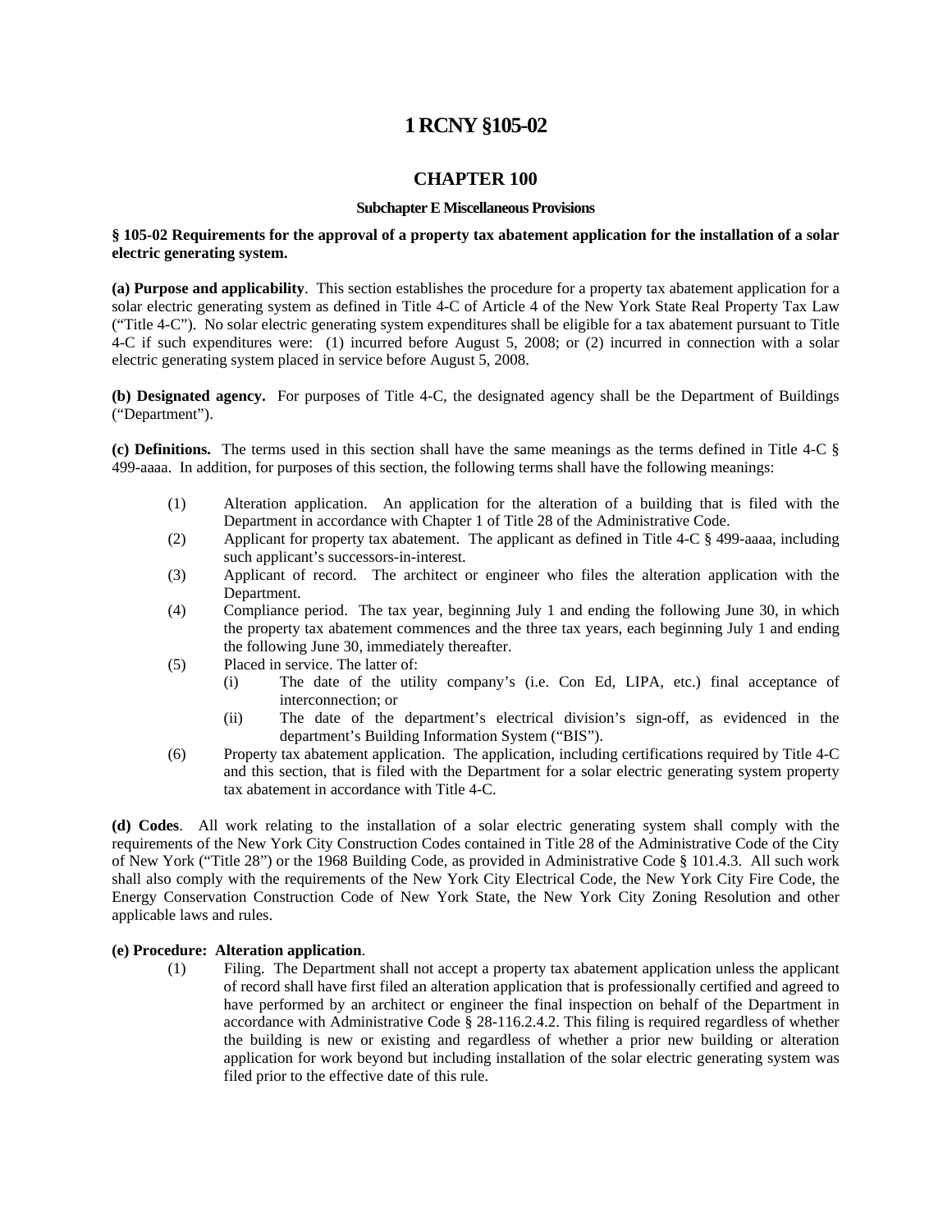# 1 RCNY §105-02

## CHAPTER 100

### Subchapter E Miscellaneous Provisions

**§ 105-02 Requirements for the approval of a property tax abatement application for the installation of a solar electric generating system.**

**(a) Purpose and applicability**. This section establishes the procedure for a property tax abatement application for a solar electric generating system as defined in Title 4-C of Article 4 of the New York State Real Property Tax Law ("Title 4-C"). No solar electric generating system expenditures shall be eligible for a tax abatement pursuant to Title 4-C if such expenditures were: (1) incurred before August 5, 2008; or (2) incurred in connection with a solar electric generating system placed in service before August 5, 2008.

**(b) Designated agency.** For purposes of Title 4-C, the designated agency shall be the Department of Buildings ("Department").

**(c) Definitions.** The terms used in this section shall have the same meanings as the terms defined in Title 4-C § 499-aaaa. In addition, for purposes of this section, the following terms shall have the following meanings:

(1) Alteration application. An application for the alteration of a building that is filed with the Department in accordance with Chapter 1 of Title 28 of the Administrative Code.

(2) Applicant for property tax abatement. The applicant as defined in Title 4-C § 499-aaaa, including such applicant's successors-in-interest.

(3) Applicant of record. The architect or engineer who files the alteration application with the Department.

(4) Compliance period. The tax year, beginning July 1 and ending the following June 30, in which the property tax abatement commences and the three tax years, each beginning July 1 and ending the following June 30, immediately thereafter.

(5) Placed in service. The latter of:

  (i) The date of the utility company's (i.e. Con Ed, LIPA, etc.) final acceptance of interconnection; or

  (ii) The date of the department's electrical division's sign-off, as evidenced in the department's Building Information System ("BIS").

(6) Property tax abatement application. The application, including certifications required by Title 4-C and this section, that is filed with the Department for a solar electric generating system property tax abatement in accordance with Title 4-C.

**(d) Codes**. All work relating to the installation of a solar electric generating system shall comply with the requirements of the New York City Construction Codes contained in Title 28 of the Administrative Code of the City of New York ("Title 28") or the 1968 Building Code, as provided in Administrative Code § 101.4.3. All such work shall also comply with the requirements of the New York City Electrical Code, the New York City Fire Code, the Energy Conservation Construction Code of New York State, the New York City Zoning Resolution and other applicable laws and rules.

**(e) Procedure: Alteration application**.

(1) Filing. The Department shall not accept a property tax abatement application unless the applicant of record shall have first filed an alteration application that is professionally certified and agreed to have performed by an architect or engineer the final inspection on behalf of the Department in accordance with Administrative Code § 28-116.2.4.2. This filing is required regardless of whether the building is new or existing and regardless of whether a prior new building or alteration application for work beyond but including installation of the solar electric generating system was filed prior to the effective date of this rule.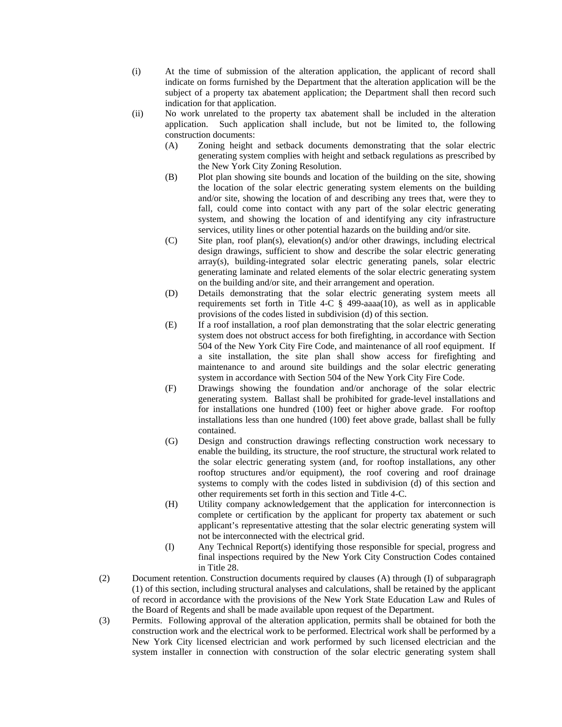(i) At the time of submission of the alteration application, the applicant of record shall indicate on forms furnished by the Department that the alteration application will be the subject of a property tax abatement application; the Department shall then record such indication for that application.

(ii) No work unrelated to the property tax abatement shall be included in the alteration application. Such application shall include, but not be limited to, the following construction documents:

  (A) Zoning height and setback documents demonstrating that the solar electric generating system complies with height and setback regulations as prescribed by the New York City Zoning Resolution.

  (B) Plot plan showing site bounds and location of the building on the site, showing the location of the solar electric generating system elements on the building and/or site, showing the location of and describing any trees that, were they to fall, could come into contact with any part of the solar electric generating system, and showing the location of and identifying any city infrastructure services, utility lines or other potential hazards on the building and/or site.

  (C) Site plan, roof plan(s), elevation(s) and/or other drawings, including electrical design drawings, sufficient to show and describe the solar electric generating array(s), building-integrated solar electric generating panels, solar electric generating laminate and related elements of the solar electric generating system on the building and/or site, and their arrangement and operation.

  (D) Details demonstrating that the solar electric generating system meets all requirements set forth in Title 4-C § 499-aaaa(10), as well as in applicable provisions of the codes listed in subdivision (d) of this section.

  (E) If a roof installation, a roof plan demonstrating that the solar electric generating system does not obstruct access for both firefighting, in accordance with Section 504 of the New York City Fire Code, and maintenance of all roof equipment. If a site installation, the site plan shall show access for firefighting and maintenance to and around site buildings and the solar electric generating system in accordance with Section 504 of the New York City Fire Code.

  (F) Drawings showing the foundation and/or anchorage of the solar electric generating system. Ballast shall be prohibited for grade-level installations and for installations one hundred (100) feet or higher above grade. For rooftop installations less than one hundred (100) feet above grade, ballast shall be fully contained.

  (G) Design and construction drawings reflecting construction work necessary to enable the building, its structure, the roof structure, the structural work related to the solar electric generating system (and, for rooftop installations, any other rooftop structures and/or equipment), the roof covering and roof drainage systems to comply with the codes listed in subdivision (d) of this section and other requirements set forth in this section and Title 4-C.

  (H) Utility company acknowledgement that the application for interconnection is complete or certification by the applicant for property tax abatement or such applicant's representative attesting that the solar electric generating system will not be interconnected with the electrical grid.

  (I) Any Technical Report(s) identifying those responsible for special, progress and final inspections required by the New York City Construction Codes contained in Title 28.

(2) Document retention. Construction documents required by clauses (A) through (I) of subparagraph (1) of this section, including structural analyses and calculations, shall be retained by the applicant of record in accordance with the provisions of the New York State Education Law and Rules of the Board of Regents and shall be made available upon request of the Department.

(3) Permits. Following approval of the alteration application, permits shall be obtained for both the construction work and the electrical work to be performed. Electrical work shall be performed by a New York City licensed electrician and work performed by such licensed electrician and the system installer in connection with construction of the solar electric generating system shall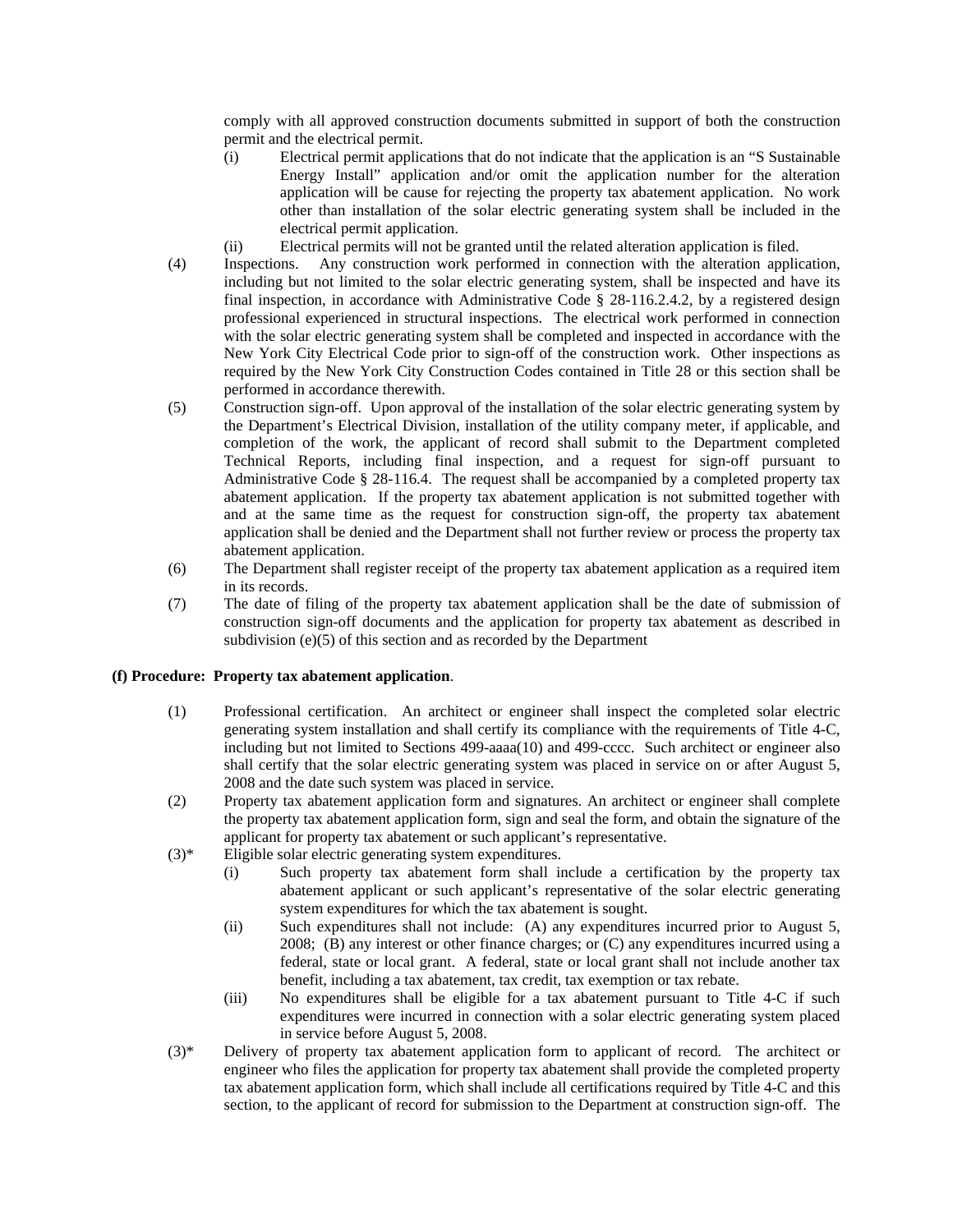comply with all approved construction documents submitted in support of both the construction permit and the electrical permit.

(i) Electrical permit applications that do not indicate that the application is an "S Sustainable Energy Install" application and/or omit the application number for the alteration application will be cause for rejecting the property tax abatement application. No work other than installation of the solar electric generating system shall be included in the electrical permit application.

(ii) Electrical permits will not be granted until the related alteration application is filed.

(4) Inspections. Any construction work performed in connection with the alteration application, including but not limited to the solar electric generating system, shall be inspected and have its final inspection, in accordance with Administrative Code § 28-116.2.4.2, by a registered design professional experienced in structural inspections. The electrical work performed in connection with the solar electric generating system shall be completed and inspected in accordance with the New York City Electrical Code prior to sign-off of the construction work. Other inspections as required by the New York City Construction Codes contained in Title 28 or this section shall be performed in accordance therewith.

(5) Construction sign-off. Upon approval of the installation of the solar electric generating system by the Department's Electrical Division, installation of the utility company meter, if applicable, and completion of the work, the applicant of record shall submit to the Department completed Technical Reports, including final inspection, and a request for sign-off pursuant to Administrative Code § 28-116.4. The request shall be accompanied by a completed property tax abatement application. If the property tax abatement application is not submitted together with and at the same time as the request for construction sign-off, the property tax abatement application shall be denied and the Department shall not further review or process the property tax abatement application.

(6) The Department shall register receipt of the property tax abatement application as a required item in its records.

(7) The date of filing of the property tax abatement application shall be the date of submission of construction sign-off documents and the application for property tax abatement as described in subdivision (e)(5) of this section and as recorded by the Department

**(f) Procedure: Property tax abatement application**.

(1) Professional certification. An architect or engineer shall inspect the completed solar electric generating system installation and shall certify its compliance with the requirements of Title 4-C, including but not limited to Sections 499-aaaa(10) and 499-cccc. Such architect or engineer also shall certify that the solar electric generating system was placed in service on or after August 5, 2008 and the date such system was placed in service.

(2) Property tax abatement application form and signatures. An architect or engineer shall complete the property tax abatement application form, sign and seal the form, and obtain the signature of the applicant for property tax abatement or such applicant's representative.

(3)* Eligible solar electric generating system expenditures.

(i) Such property tax abatement form shall include a certification by the property tax abatement applicant or such applicant's representative of the solar electric generating system expenditures for which the tax abatement is sought.

(ii) Such expenditures shall not include: (A) any expenditures incurred prior to August 5, 2008; (B) any interest or other finance charges; or (C) any expenditures incurred using a federal, state or local grant. A federal, state or local grant shall not include another tax benefit, including a tax abatement, tax credit, tax exemption or tax rebate.

(iii) No expenditures shall be eligible for a tax abatement pursuant to Title 4-C if such expenditures were incurred in connection with a solar electric generating system placed in service before August 5, 2008.

(3)* Delivery of property tax abatement application form to applicant of record. The architect or engineer who files the application for property tax abatement shall provide the completed property tax abatement application form, which shall include all certifications required by Title 4-C and this section, to the applicant of record for submission to the Department at construction sign-off. The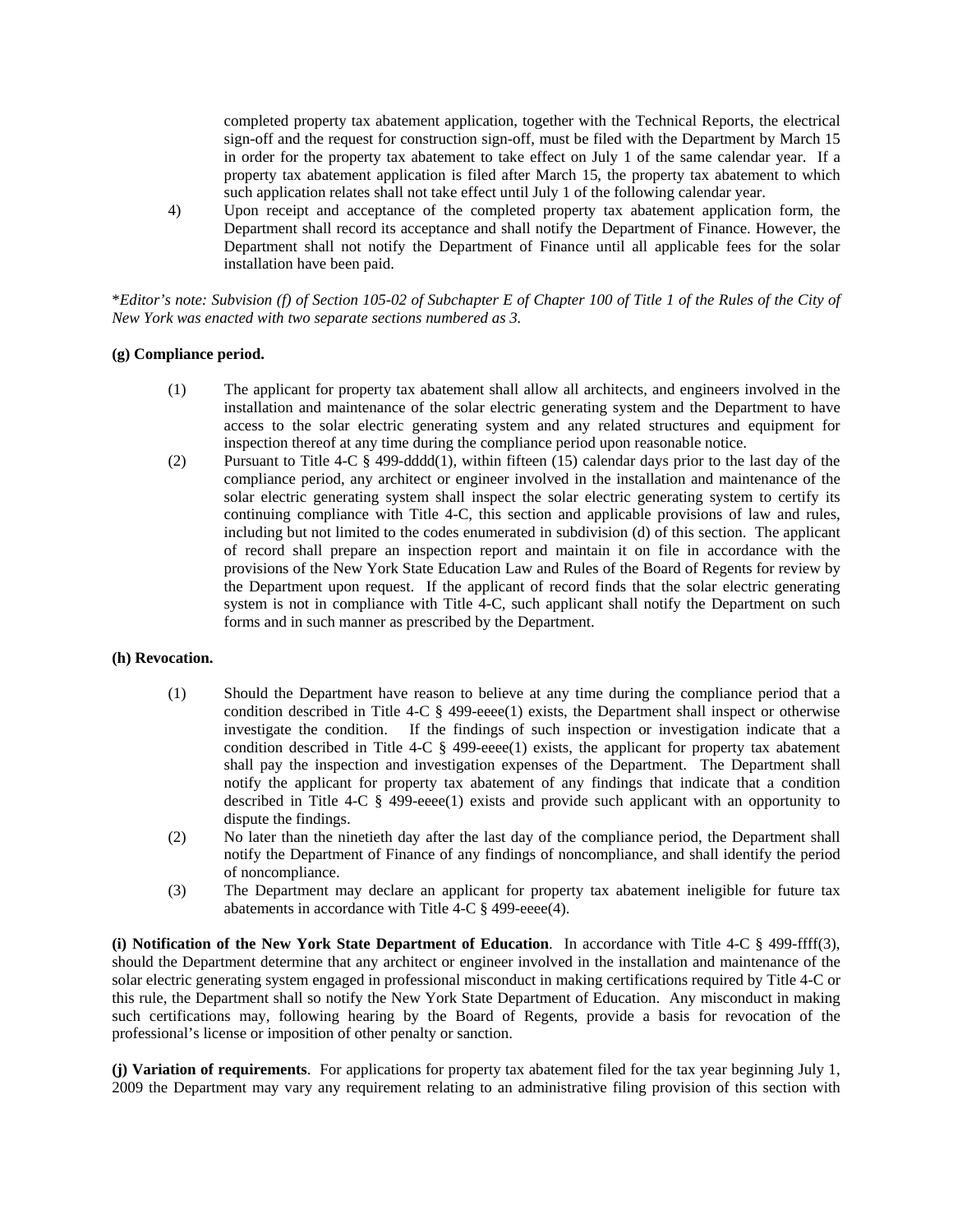completed property tax abatement application, together with the Technical Reports, the electrical sign-off and the request for construction sign-off, must be filed with the Department by March 15 in order for the property tax abatement to take effect on July 1 of the same calendar year. If a property tax abatement application is filed after March 15, the property tax abatement to which such application relates shall not take effect until July 1 of the following calendar year.

4) Upon receipt and acceptance of the completed property tax abatement application form, the Department shall record its acceptance and shall notify the Department of Finance. However, the Department shall not notify the Department of Finance until all applicable fees for the solar installation have been paid.

*\*Editor's note: Subvision (f) of Section 105-02 of Subchapter E of Chapter 100 of Title 1 of the Rules of the City of New York was enacted with two separate sections numbered as 3.*

**(g) Compliance period.**

(1) The applicant for property tax abatement shall allow all architects, and engineers involved in the installation and maintenance of the solar electric generating system and the Department to have access to the solar electric generating system and any related structures and equipment for inspection thereof at any time during the compliance period upon reasonable notice.

(2) Pursuant to Title 4-C § 499-dddd(1), within fifteen (15) calendar days prior to the last day of the compliance period, any architect or engineer involved in the installation and maintenance of the solar electric generating system shall inspect the solar electric generating system to certify its continuing compliance with Title 4-C, this section and applicable provisions of law and rules, including but not limited to the codes enumerated in subdivision (d) of this section. The applicant of record shall prepare an inspection report and maintain it on file in accordance with the provisions of the New York State Education Law and Rules of the Board of Regents for review by the Department upon request. If the applicant of record finds that the solar electric generating system is not in compliance with Title 4-C, such applicant shall notify the Department on such forms and in such manner as prescribed by the Department.

**(h) Revocation.**

(1) Should the Department have reason to believe at any time during the compliance period that a condition described in Title 4-C § 499-eeee(1) exists, the Department shall inspect or otherwise investigate the condition. If the findings of such inspection or investigation indicate that a condition described in Title 4-C § 499-eeee(1) exists, the applicant for property tax abatement shall pay the inspection and investigation expenses of the Department. The Department shall notify the applicant for property tax abatement of any findings that indicate that a condition described in Title 4-C § 499-eeee(1) exists and provide such applicant with an opportunity to dispute the findings.

(2) No later than the ninetieth day after the last day of the compliance period, the Department shall notify the Department of Finance of any findings of noncompliance, and shall identify the period of noncompliance.

(3) The Department may declare an applicant for property tax abatement ineligible for future tax abatements in accordance with Title 4-C § 499-eeee(4).

**(i) Notification of the New York State Department of Education**. In accordance with Title 4-C § 499-ffff(3), should the Department determine that any architect or engineer involved in the installation and maintenance of the solar electric generating system engaged in professional misconduct in making certifications required by Title 4-C or this rule, the Department shall so notify the New York State Department of Education. Any misconduct in making such certifications may, following hearing by the Board of Regents, provide a basis for revocation of the professional's license or imposition of other penalty or sanction.

**(j) Variation of requirements**. For applications for property tax abatement filed for the tax year beginning July 1, 2009 the Department may vary any requirement relating to an administrative filing provision of this section with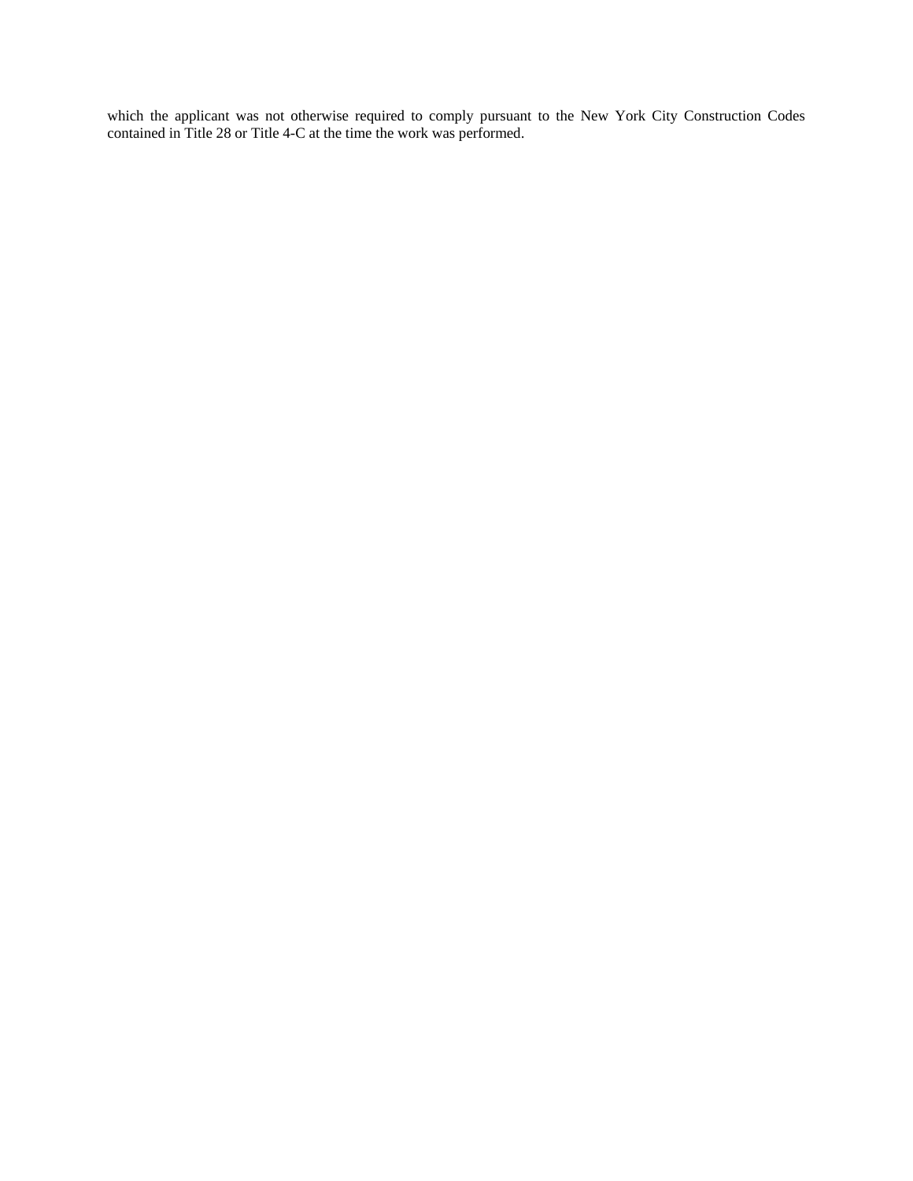which the applicant was not otherwise required to comply pursuant to the New York City Construction Codes contained in Title 28 or Title 4-C at the time the work was performed.